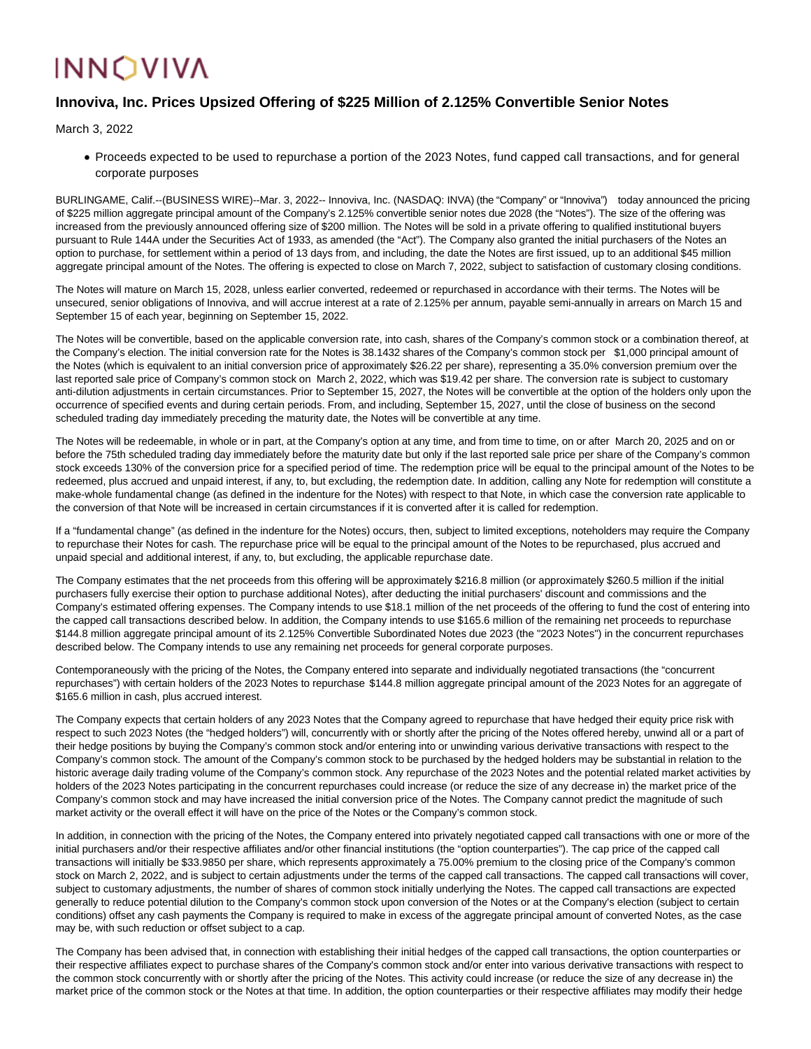INNOVIVA

# Innoviva, Inc. Prices Upsized Offering of $225 Million of 2.125% Convertible Senior Notes

March 3, 2022

- Proceeds expected to be used to repurchase a portion of the 2023 Notes, fund capped call transactions, and for general corporate purposes

BURLINGAME, Calif.--(BUSINESS WIRE)--Mar. 3, 2022-- Innoviva, Inc. (NASDAQ: INVA) (the "Company" or "Innoviva") today announced the pricing of $225 million aggregate principal amount of the Company's 2.125% convertible senior notes due 2028 (the "Notes"). The size of the offering was increased from the previously announced offering size of $200 million. The Notes will be sold in a private offering to qualified institutional buyers pursuant to Rule 144A under the Securities Act of 1933, as amended (the "Act"). The Company also granted the initial purchasers of the Notes an option to purchase, for settlement within a period of 13 days from, and including, the date the Notes are first issued, up to an additional $45 million aggregate principal amount of the Notes. The offering is expected to close on March 7, 2022, subject to satisfaction of customary closing conditions.

The Notes will mature on March 15, 2028, unless earlier converted, redeemed or repurchased in accordance with their terms. The Notes will be unsecured, senior obligations of Innoviva, and will accrue interest at a rate of 2.125% per annum, payable semi-annually in arrears on March 15 and September 15 of each year, beginning on September 15, 2022.

The Notes will be convertible, based on the applicable conversion rate, into cash, shares of the Company's common stock or a combination thereof, at the Company's election. The initial conversion rate for the Notes is 38.1432 shares of the Company's common stock per $1,000 principal amount of the Notes (which is equivalent to an initial conversion price of approximately $26.22 per share), representing a 35.0% conversion premium over the last reported sale price of Company's common stock on March 2, 2022, which was $19.42 per share. The conversion rate is subject to customary anti-dilution adjustments in certain circumstances. Prior to September 15, 2027, the Notes will be convertible at the option of the holders only upon the occurrence of specified events and during certain periods. From, and including, September 15, 2027, until the close of business on the second scheduled trading day immediately preceding the maturity date, the Notes will be convertible at any time.

The Notes will be redeemable, in whole or in part, at the Company's option at any time, and from time to time, on or after March 20, 2025 and on or before the 75th scheduled trading day immediately before the maturity date but only if the last reported sale price per share of the Company's common stock exceeds 130% of the conversion price for a specified period of time. The redemption price will be equal to the principal amount of the Notes to be redeemed, plus accrued and unpaid interest, if any, to, but excluding, the redemption date. In addition, calling any Note for redemption will constitute a make-whole fundamental change (as defined in the indenture for the Notes) with respect to that Note, in which case the conversion rate applicable to the conversion of that Note will be increased in certain circumstances if it is converted after it is called for redemption.

If a "fundamental change" (as defined in the indenture for the Notes) occurs, then, subject to limited exceptions, noteholders may require the Company to repurchase their Notes for cash. The repurchase price will be equal to the principal amount of the Notes to be repurchased, plus accrued and unpaid special and additional interest, if any, to, but excluding, the applicable repurchase date.

The Company estimates that the net proceeds from this offering will be approximately $216.8 million (or approximately $260.5 million if the initial purchasers fully exercise their option to purchase additional Notes), after deducting the initial purchasers' discount and commissions and the Company's estimated offering expenses. The Company intends to use $18.1 million of the net proceeds of the offering to fund the cost of entering into the capped call transactions described below. In addition, the Company intends to use $165.6 million of the remaining net proceeds to repurchase $144.8 million aggregate principal amount of its 2.125% Convertible Subordinated Notes due 2023 (the "2023 Notes") in the concurrent repurchases described below. The Company intends to use any remaining net proceeds for general corporate purposes.

Contemporaneously with the pricing of the Notes, the Company entered into separate and individually negotiated transactions (the "concurrent repurchases") with certain holders of the 2023 Notes to repurchase $144.8 million aggregate principal amount of the 2023 Notes for an aggregate of $165.6 million in cash, plus accrued interest.

The Company expects that certain holders of any 2023 Notes that the Company agreed to repurchase that have hedged their equity price risk with respect to such 2023 Notes (the "hedged holders") will, concurrently with or shortly after the pricing of the Notes offered hereby, unwind all or a part of their hedge positions by buying the Company's common stock and/or entering into or unwinding various derivative transactions with respect to the Company's common stock. The amount of the Company's common stock to be purchased by the hedged holders may be substantial in relation to the historic average daily trading volume of the Company's common stock. Any repurchase of the 2023 Notes and the potential related market activities by holders of the 2023 Notes participating in the concurrent repurchases could increase (or reduce the size of any decrease in) the market price of the Company's common stock and may have increased the initial conversion price of the Notes. The Company cannot predict the magnitude of such market activity or the overall effect it will have on the price of the Notes or the Company's common stock.

In addition, in connection with the pricing of the Notes, the Company entered into privately negotiated capped call transactions with one or more of the initial purchasers and/or their respective affiliates and/or other financial institutions (the "option counterparties"). The cap price of the capped call transactions will initially be $33.9850 per share, which represents approximately a 75.00% premium to the closing price of the Company's common stock on March 2, 2022, and is subject to certain adjustments under the terms of the capped call transactions. The capped call transactions will cover, subject to customary adjustments, the number of shares of common stock initially underlying the Notes. The capped call transactions are expected generally to reduce potential dilution to the Company's common stock upon conversion of the Notes or at the Company's election (subject to certain conditions) offset any cash payments the Company is required to make in excess of the aggregate principal amount of converted Notes, as the case may be, with such reduction or offset subject to a cap.

The Company has been advised that, in connection with establishing their initial hedges of the capped call transactions, the option counterparties or their respective affiliates expect to purchase shares of the Company's common stock and/or enter into various derivative transactions with respect to the common stock concurrently with or shortly after the pricing of the Notes. This activity could increase (or reduce the size of any decrease in) the market price of the common stock or the Notes at that time. In addition, the option counterparties or their respective affiliates may modify their hedge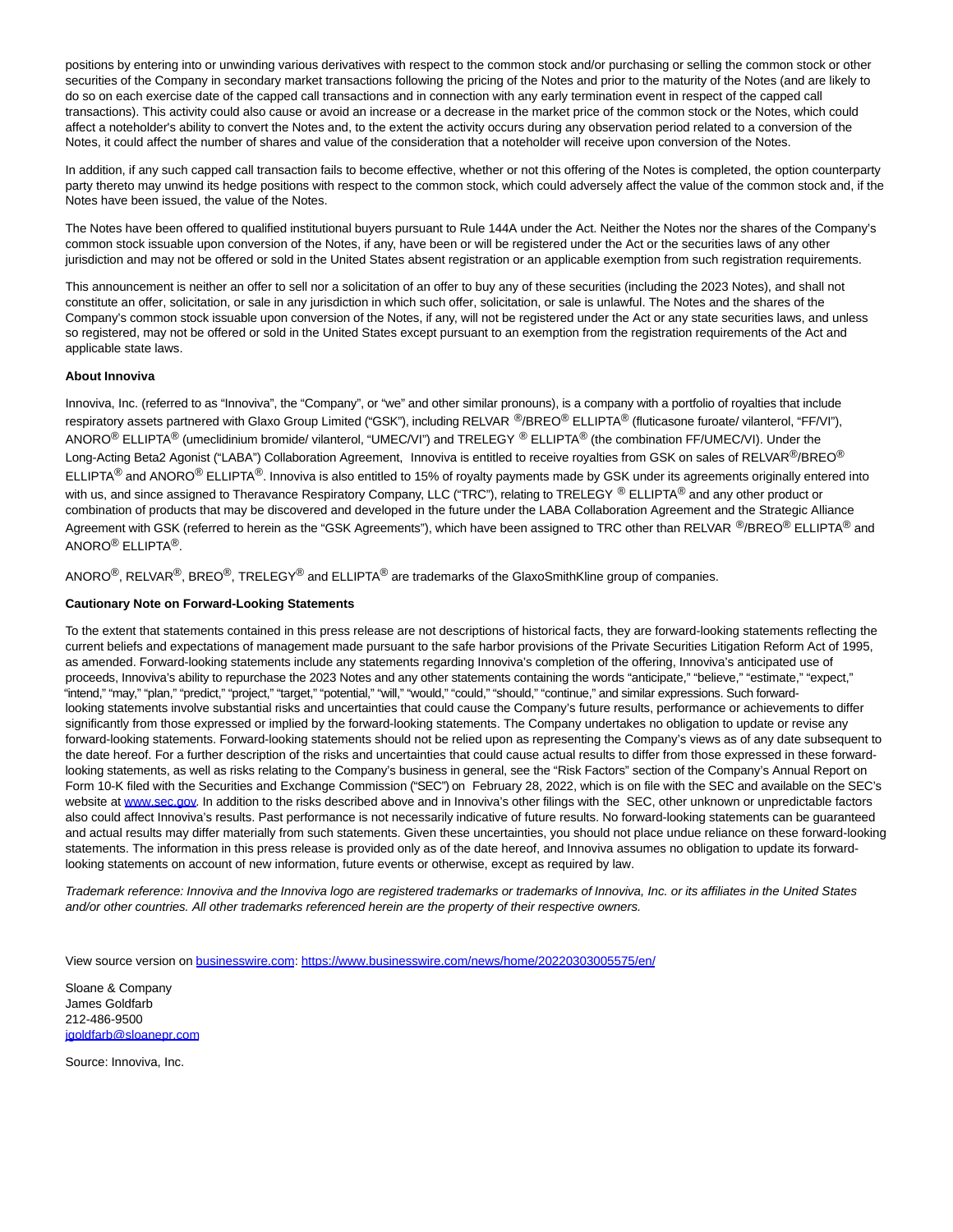positions by entering into or unwinding various derivatives with respect to the common stock and/or purchasing or selling the common stock or other securities of the Company in secondary market transactions following the pricing of the Notes and prior to the maturity of the Notes (and are likely to do so on each exercise date of the capped call transactions and in connection with any early termination event in respect of the capped call transactions). This activity could also cause or avoid an increase or a decrease in the market price of the common stock or the Notes, which could affect a noteholder's ability to convert the Notes and, to the extent the activity occurs during any observation period related to a conversion of the Notes, it could affect the number of shares and value of the consideration that a noteholder will receive upon conversion of the Notes.

In addition, if any such capped call transaction fails to become effective, whether or not this offering of the Notes is completed, the option counterparty party thereto may unwind its hedge positions with respect to the common stock, which could adversely affect the value of the common stock and, if the Notes have been issued, the value of the Notes.

The Notes have been offered to qualified institutional buyers pursuant to Rule 144A under the Act. Neither the Notes nor the shares of the Company's common stock issuable upon conversion of the Notes, if any, have been or will be registered under the Act or the securities laws of any other jurisdiction and may not be offered or sold in the United States absent registration or an applicable exemption from such registration requirements.

This announcement is neither an offer to sell nor a solicitation of an offer to buy any of these securities (including the 2023 Notes), and shall not constitute an offer, solicitation, or sale in any jurisdiction in which such offer, solicitation, or sale is unlawful. The Notes and the shares of the Company's common stock issuable upon conversion of the Notes, if any, will not be registered under the Act or any state securities laws, and unless so registered, may not be offered or sold in the United States except pursuant to an exemption from the registration requirements of the Act and applicable state laws.

**About Innoviva**

Innoviva, Inc. (referred to as "Innoviva", the "Company", or "we" and other similar pronouns), is a company with a portfolio of royalties that include respiratory assets partnered with Glaxo Group Limited ("GSK"), including RELVAR ®/BREO® ELLIPTA® (fluticasone furoate/ vilanterol, "FF/VI"), ANORO® ELLIPTA® (umeclidinium bromide/ vilanterol, "UMEC/VI") and TRELEGY ® ELLIPTA® (the combination FF/UMEC/VI). Under the Long-Acting Beta2 Agonist ("LABA") Collaboration Agreement, Innoviva is entitled to receive royalties from GSK on sales of RELVAR®/BREO® ELLIPTA® and ANORO® ELLIPTA®. Innoviva is also entitled to 15% of royalty payments made by GSK under its agreements originally entered into with us, and since assigned to Theravance Respiratory Company, LLC ("TRC"), relating to TRELEGY ® ELLIPTA® and any other product or combination of products that may be discovered and developed in the future under the LABA Collaboration Agreement and the Strategic Alliance Agreement with GSK (referred to herein as the "GSK Agreements"), which have been assigned to TRC other than RELVAR ®/BREO® ELLIPTA® and ANORO® ELLIPTA®.

ANORO®, RELVAR®, BREO®, TRELEGY® and ELLIPTA® are trademarks of the GlaxoSmithKline group of companies.

**Cautionary Note on Forward-Looking Statements**

To the extent that statements contained in this press release are not descriptions of historical facts, they are forward-looking statements reflecting the current beliefs and expectations of management made pursuant to the safe harbor provisions of the Private Securities Litigation Reform Act of 1995, as amended. Forward-looking statements include any statements regarding Innoviva's completion of the offering, Innoviva's anticipated use of proceeds, Innoviva's ability to repurchase the 2023 Notes and any other statements containing the words "anticipate," "believe," "estimate," "expect," "intend," "may," "plan," "predict," "project," "target," "potential," "will," "would," "could," "should," "continue," and similar expressions. Such forward-looking statements involve substantial risks and uncertainties that could cause the Company's future results, performance or achievements to differ significantly from those expressed or implied by the forward-looking statements. The Company undertakes no obligation to update or revise any forward-looking statements. Forward-looking statements should not be relied upon as representing the Company's views as of any date subsequent to the date hereof. For a further description of the risks and uncertainties that could cause actual results to differ from those expressed in these forward-looking statements, as well as risks relating to the Company's business in general, see the "Risk Factors" section of the Company's Annual Report on Form 10-K filed with the Securities and Exchange Commission ("SEC") on February 28, 2022, which is on file with the SEC and available on the SEC's website at www.sec.gov. In addition to the risks described above and in Innoviva's other filings with the SEC, other unknown or unpredictable factors also could affect Innoviva's results. Past performance is not necessarily indicative of future results. No forward-looking statements can be guaranteed and actual results may differ materially from such statements. Given these uncertainties, you should not place undue reliance on these forward-looking statements. The information in this press release is provided only as of the date hereof, and Innoviva assumes no obligation to update its forward-looking statements on account of new information, future events or otherwise, except as required by law.

*Trademark reference: Innoviva and the Innoviva logo are registered trademarks or trademarks of Innoviva, Inc. or its affiliates in the United States and/or other countries. All other trademarks referenced herein are the property of their respective owners.*

View source version on businesswire.com: https://www.businesswire.com/news/home/20220303005575/en/

Sloane & Company
James Goldfarb
212-486-9500
jgoldfarb@sloanepr.com

Source: Innoviva, Inc.